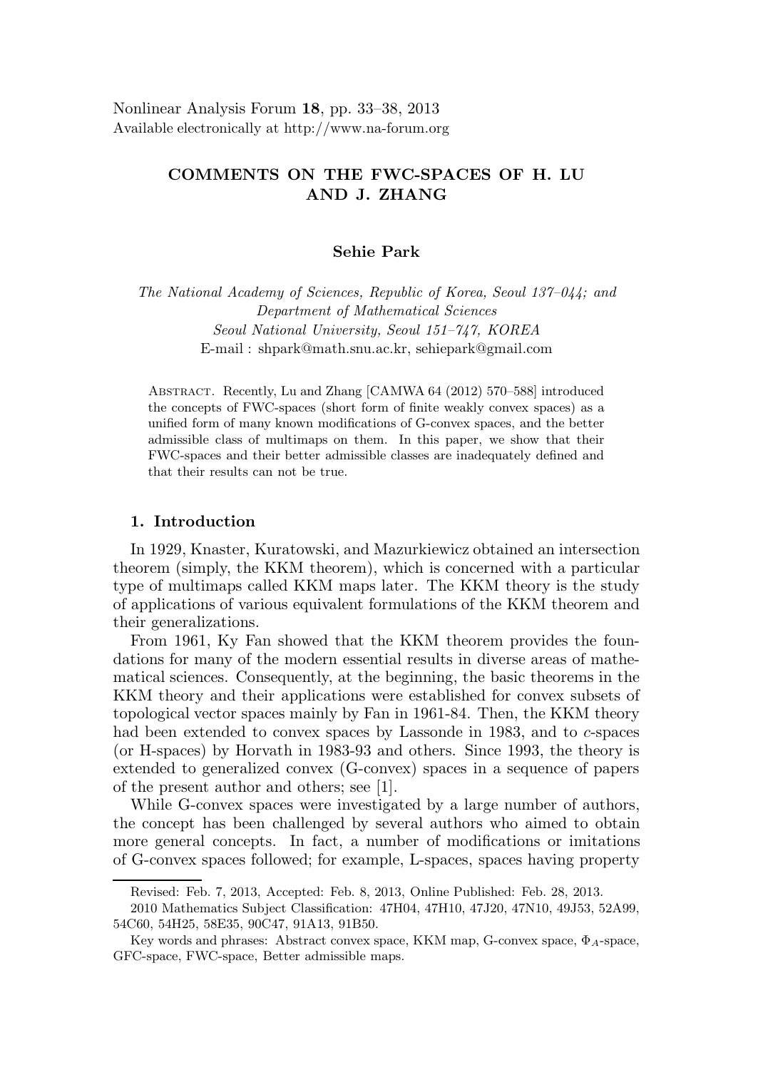Nonlinear Analysis Forum **18**, pp. 33–38, 2013
Available electronically at http://www.na-forum.org

# COMMENTS ON THE FWC-SPACES OF H. LU AND J. ZHANG

**Sehie Park**

*The National Academy of Sciences, Republic of Korea, Seoul 137–044; and Department of Mathematical Sciences Seoul National University, Seoul 151–747, KOREA*
E-mail : shpark@math.snu.ac.kr, sehiepark@gmail.com

Abstract. Recently, Lu and Zhang [CAMWA 64 (2012) 570–588] introduced the concepts of FWC-spaces (short form of finite weakly convex spaces) as a unified form of many known modifications of G-convex spaces, and the better admissible class of multimaps on them. In this paper, we show that their FWC-spaces and their better admissible classes are inadequately defined and that their results can not be true.

## 1. Introduction

In 1929, Knaster, Kuratowski, and Mazurkiewicz obtained an intersection theorem (simply, the KKM theorem), which is concerned with a particular type of multimaps called KKM maps later. The KKM theory is the study of applications of various equivalent formulations of the KKM theorem and their generalizations.

From 1961, Ky Fan showed that the KKM theorem provides the foundations for many of the modern essential results in diverse areas of mathematical sciences. Consequently, at the beginning, the basic theorems in the KKM theory and their applications were established for convex subsets of topological vector spaces mainly by Fan in 1961-84. Then, the KKM theory had been extended to convex spaces by Lassonde in 1983, and to *c*-spaces (or H-spaces) by Horvath in 1983-93 and others. Since 1993, the theory is extended to generalized convex (G-convex) spaces in a sequence of papers of the present author and others; see [1].

While G-convex spaces were investigated by a large number of authors, the concept has been challenged by several authors who aimed to obtain more general concepts. In fact, a number of modifications or imitations of G-convex spaces followed; for example, L-spaces, spaces having property

---

Revised: Feb. 7, 2013, Accepted: Feb. 8, 2013, Online Published: Feb. 28, 2013.

2010 Mathematics Subject Classification: 47H04, 47H10, 47J20, 47N10, 49J53, 52A99, 54C60, 54H25, 58E35, 90C47, 91A13, 91B50.

Key words and phrases: Abstract convex space, KKM map, G-convex space, $\Phi_A$-space, GFC-space, FWC-space, Better admissible maps.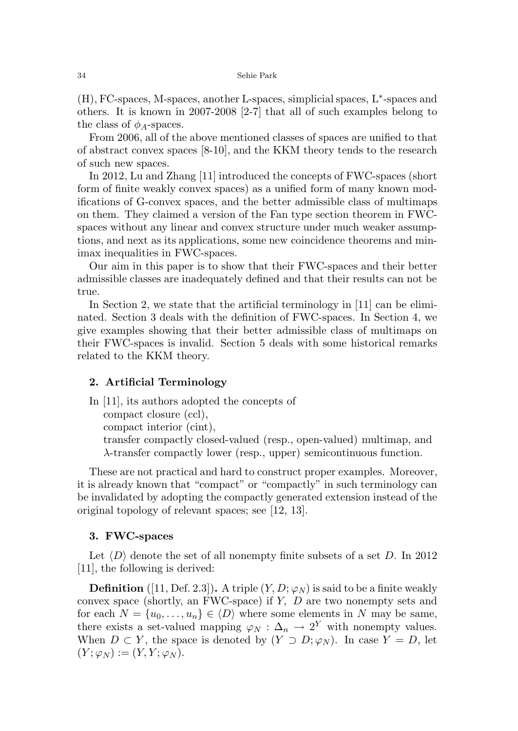(H), FC-spaces, M-spaces, another L-spaces, simplicial spaces, L$^*$-spaces and others. It is known in 2007-2008 [2-7] that all of such examples belong to the class of $\phi_A$-spaces.

From 2006, all of the above mentioned classes of spaces are unified to that of abstract convex spaces [8-10], and the KKM theory tends to the research of such new spaces.

In 2012, Lu and Zhang [11] introduced the concepts of FWC-spaces (short form of finite weakly convex spaces) as a unified form of many known modifications of G-convex spaces, and the better admissible class of multimaps on them. They claimed a version of the Fan type section theorem in FWC-spaces without any linear and convex structure under much weaker assumptions, and next as its applications, some new coincidence theorems and minimax inequalities in FWC-spaces.

Our aim in this paper is to show that their FWC-spaces and their better admissible classes are inadequately defined and that their results can not be true.

In Section 2, we state that the artificial terminology in [11] can be eliminated. Section 3 deals with the definition of FWC-spaces. In Section 4, we give examples showing that their better admissible class of multimaps on their FWC-spaces is invalid. Section 5 deals with some historical remarks related to the KKM theory.

## 2. Artificial Terminology

In [11], its authors adopted the concepts of

compact closure (ccl),

compact interior (cint),

transfer compactly closed-valued (resp., open-valued) multimap, and

$\lambda$-transfer compactly lower (resp., upper) semicontinuous function.

These are not practical and hard to construct proper examples. Moreover, it is already known that "compact" or "compactly" in such terminology can be invalidated by adopting the compactly generated extension instead of the original topology of relevant spaces; see [12, 13].

## 3. FWC-spaces

Let $\langle D \rangle$ denote the set of all nonempty finite subsets of a set $D$. In 2012 [11], the following is derived:

**Definition** ([11, Def. 2.3])**.** A triple $(Y, D; \varphi_N)$ is said to be a finite weakly convex space (shortly, an FWC-space) if $Y$, $D$ are two nonempty sets and for each $N = \{u_0, \ldots, u_n\} \in \langle D \rangle$ where some elements in $N$ may be same, there exists a set-valued mapping $\varphi_N : \Delta_n \to 2^Y$ with nonempty values. When $D \subset Y$, the space is denoted by $(Y \supset D; \varphi_N)$. In case $Y = D$, let $(Y; \varphi_N) := (Y, Y; \varphi_N)$.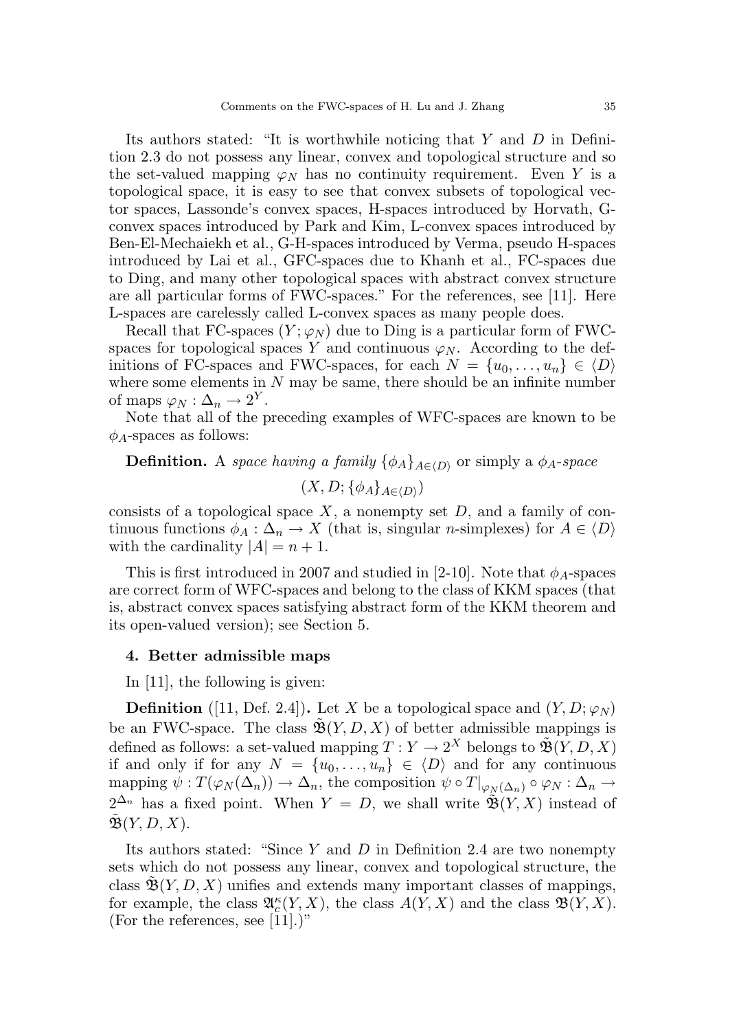Its authors stated: "It is worthwhile noticing that $Y$ and $D$ in Definition 2.3 do not possess any linear, convex and topological structure and so the set-valued mapping $\varphi_N$ has no continuity requirement. Even $Y$ is a topological space, it is easy to see that convex subsets of topological vector spaces, Lassonde's convex spaces, H-spaces introduced by Horvath, G-convex spaces introduced by Park and Kim, L-convex spaces introduced by Ben-El-Mechaiekh et al., G-H-spaces introduced by Verma, pseudo H-spaces introduced by Lai et al., GFC-spaces due to Khanh et al., FC-spaces due to Ding, and many other topological spaces with abstract convex structure are all particular forms of FWC-spaces." For the references, see [11]. Here L-spaces are carelessly called L-convex spaces as many people does.

Recall that FC-spaces $(Y; \varphi_N)$ due to Ding is a particular form of FWC-spaces for topological spaces $Y$ and continuous $\varphi_N$. According to the definitions of FC-spaces and FWC-spaces, for each $N = \{u_0, \ldots, u_n\} \in \langle D \rangle$ where some elements in $N$ may be same, there should be an infinite number of maps $\varphi_N : \Delta_n \to 2^Y$.

Note that all of the preceding examples of WFC-spaces are known to be $\phi_A$-spaces as follows:

**Definition.** A *space having a family* $\{\phi_A\}_{A \in \langle D \rangle}$ or simply a $\phi_A$*-space*

$$(X, D; \{\phi_A\}_{A \in \langle D \rangle})$$

consists of a topological space $X$, a nonempty set $D$, and a family of continuous functions $\phi_A : \Delta_n \to X$ (that is, singular $n$-simplexes) for $A \in \langle D \rangle$ with the cardinality $|A| = n + 1$.

This is first introduced in 2007 and studied in [2-10]. Note that $\phi_A$-spaces are correct form of WFC-spaces and belong to the class of KKM spaces (that is, abstract convex spaces satisfying abstract form of the KKM theorem and its open-valued version); see Section 5.

## 4. Better admissible maps

In [11], the following is given:

**Definition** ([11, Def. 2.4])**.** Let $X$ be a topological space and $(Y, D; \varphi_N)$ be an FWC-space. The class $\tilde{\mathfrak{B}}(Y, D, X)$ of better admissible mappings is defined as follows: a set-valued mapping $T : Y \to 2^X$ belongs to $\tilde{\mathfrak{B}}(Y, D, X)$ if and only if for any $N = \{u_0, \ldots, u_n\} \in \langle D \rangle$ and for any continuous mapping $\psi : T(\varphi_N(\Delta_n)) \to \Delta_n$, the composition $\psi \circ T|_{\varphi_N(\Delta_n)} \circ \varphi_N : \Delta_n \to 2^{\Delta_n}$ has a fixed point. When $Y = D$, we shall write $\tilde{\mathfrak{B}}(Y, X)$ instead of $\tilde{\mathfrak{B}}(Y, D, X)$.

Its authors stated: "Since $Y$ and $D$ in Definition 2.4 are two nonempty sets which do not possess any linear, convex and topological structure, the class $\tilde{\mathfrak{B}}(Y, D, X)$ unifies and extends many important classes of mappings, for example, the class $\mathfrak{A}_c^\kappa(Y, X)$, the class $A(Y, X)$ and the class $\mathfrak{B}(Y, X)$. (For the references, see [11].)"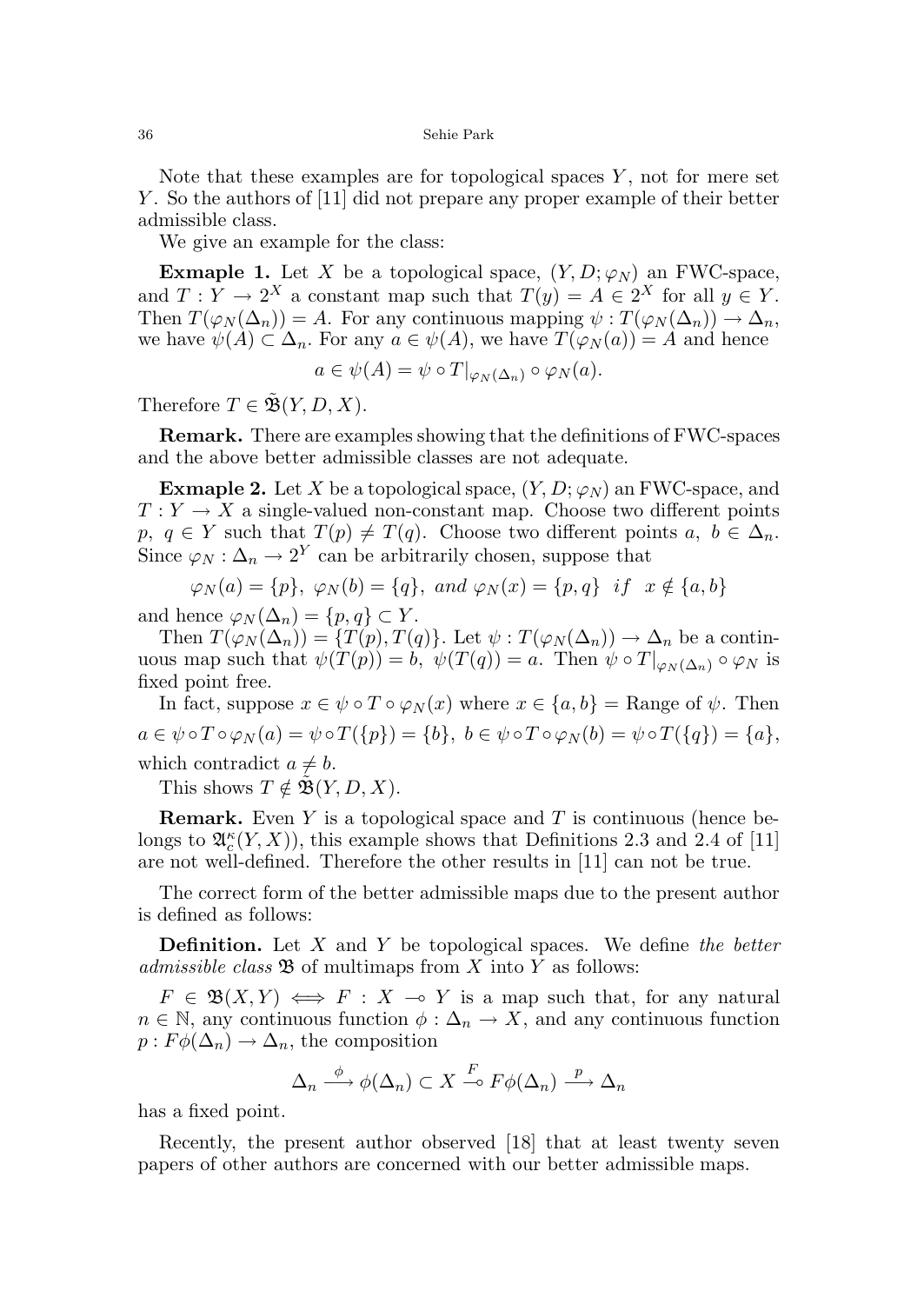Note that these examples are for topological spaces $Y$, not for mere set $Y$. So the authors of [11] did not prepare any proper example of their better admissible class.

We give an example for the class:

**Exmaple 1.** Let $X$ be a topological space, $(Y, D; \varphi_N)$ an FWC-space, and $T : Y \to 2^X$ a constant map such that $T(y) = A \in 2^X$ for all $y \in Y$. Then $T(\varphi_N(\Delta_n)) = A$. For any continuous mapping $\psi : T(\varphi_N(\Delta_n)) \to \Delta_n$, we have $\psi(A) \subset \Delta_n$. For any $a \in \psi(A)$, we have $T(\varphi_N(a)) = A$ and hence

$$a \in \psi(A) = \psi \circ T|_{\varphi_N(\Delta_n)} \circ \varphi_N(a).$$

Therefore $T \in \tilde{\mathfrak{B}}(Y, D, X)$.

**Remark.** There are examples showing that the definitions of FWC-spaces and the above better admissible classes are not adequate.

**Exmaple 2.** Let $X$ be a topological space, $(Y, D; \varphi_N)$ an FWC-space, and $T : Y \to X$ a single-valued non-constant map. Choose two different points $p,\ q \in Y$ such that $T(p) \neq T(q)$. Choose two different points $a,\ b \in \Delta_n$. Since $\varphi_N : \Delta_n \to 2^Y$ can be arbitrarily chosen, suppose that

$$\varphi_N(a) = \{p\},\ \varphi_N(b) = \{q\},\ and\ \varphi_N(x) = \{p, q\}\ \ if\ \ x \notin \{a, b\}$$

and hence $\varphi_N(\Delta_n) = \{p, q\} \subset Y$.

Then $T(\varphi_N(\Delta_n)) = \{T(p), T(q)\}$. Let $\psi : T(\varphi_N(\Delta_n)) \to \Delta_n$ be a continuous map such that $\psi(T(p)) = b,\ \psi(T(q)) = a$. Then $\psi \circ T|_{\varphi_N(\Delta_n)} \circ \varphi_N$ is fixed point free.

In fact, suppose $x \in \psi \circ T \circ \varphi_N(x)$ where $x \in \{a, b\} =$ Range of $\psi$. Then

$$a \in \psi \circ T \circ \varphi_N(a) = \psi \circ T(\{p\}) = \{b\},\ b \in \psi \circ T \circ \varphi_N(b) = \psi \circ T(\{q\}) = \{a\},$$

which contradict $a \neq b$.

This shows $T \notin \tilde{\mathfrak{B}}(Y, D, X)$.

**Remark.** Even $Y$ is a topological space and $T$ is continuous (hence belongs to $\mathfrak{A}_c^\kappa(Y, X)$), this example shows that Definitions 2.3 and 2.4 of [11] are not well-defined. Therefore the other results in [11] can not be true.

The correct form of the better admissible maps due to the present author is defined as follows:

**Definition.** Let $X$ and $Y$ be topological spaces. We define *the better admissible class* $\mathfrak{B}$ of multimaps from $X$ into $Y$ as follows:

$F \in \mathfrak{B}(X, Y) \iff F : X \multimap Y$ is a map such that, for any natural $n \in \mathbb{N}$, any continuous function $\phi : \Delta_n \to X$, and any continuous function $p : F\phi(\Delta_n) \to \Delta_n$, the composition

$$\Delta_n \xrightarrow{\ \phi\ } \phi(\Delta_n) \subset X \overset{F}{\multimap} F\phi(\Delta_n) \xrightarrow{\ p\ } \Delta_n$$

has a fixed point.

Recently, the present author observed [18] that at least twenty seven papers of other authors are concerned with our better admissible maps.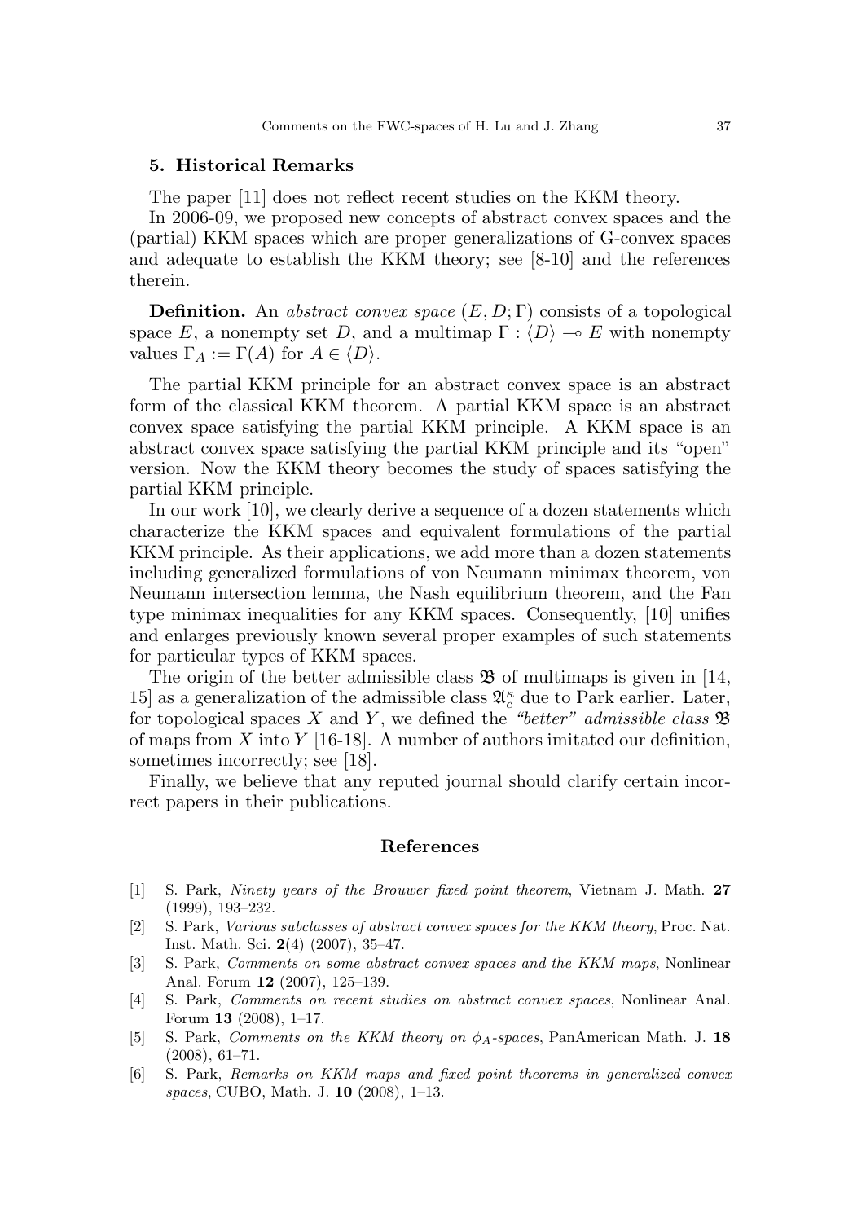## 5. Historical Remarks

The paper [11] does not reflect recent studies on the KKM theory.

In 2006-09, we proposed new concepts of abstract convex spaces and the (partial) KKM spaces which are proper generalizations of G-convex spaces and adequate to establish the KKM theory; see [8-10] and the references therein.

**Definition.** An *abstract convex space* $(E, D; \Gamma)$ consists of a topological space $E$, a nonempty set $D$, and a multimap $\Gamma : \langle D \rangle \multimap E$ with nonempty values $\Gamma_A := \Gamma(A)$ for $A \in \langle D \rangle$.

The partial KKM principle for an abstract convex space is an abstract form of the classical KKM theorem. A partial KKM space is an abstract convex space satisfying the partial KKM principle. A KKM space is an abstract convex space satisfying the partial KKM principle and its "open" version. Now the KKM theory becomes the study of spaces satisfying the partial KKM principle.

In our work [10], we clearly derive a sequence of a dozen statements which characterize the KKM spaces and equivalent formulations of the partial KKM principle. As their applications, we add more than a dozen statements including generalized formulations of von Neumann minimax theorem, von Neumann intersection lemma, the Nash equilibrium theorem, and the Fan type minimax inequalities for any KKM spaces. Consequently, [10] unifies and enlarges previously known several proper examples of such statements for particular types of KKM spaces.

The origin of the better admissible class $\mathfrak{B}$ of multimaps is given in [14, 15] as a generalization of the admissible class $\mathfrak{A}_c^\kappa$ due to Park earlier. Later, for topological spaces $X$ and $Y$, we defined the *"better" admissible class* $\mathfrak{B}$ of maps from $X$ into $Y$ [16-18]. A number of authors imitated our definition, sometimes incorrectly; see [18].

Finally, we believe that any reputed journal should clarify certain incorrect papers in their publications.

## References

[1] S. Park, *Ninety years of the Brouwer fixed point theorem*, Vietnam J. Math. **27** (1999), 193–232.

[2] S. Park, *Various subclasses of abstract convex spaces for the KKM theory*, Proc. Nat. Inst. Math. Sci. **2**(4) (2007), 35–47.

[3] S. Park, *Comments on some abstract convex spaces and the KKM maps*, Nonlinear Anal. Forum **12** (2007), 125–139.

[4] S. Park, *Comments on recent studies on abstract convex spaces*, Nonlinear Anal. Forum **13** (2008), 1–17.

[5] S. Park, *Comments on the KKM theory on $\phi_A$-spaces*, PanAmerican Math. J. **18** (2008), 61–71.

[6] S. Park, *Remarks on KKM maps and fixed point theorems in generalized convex spaces*, CUBO, Math. J. **10** (2008), 1–13.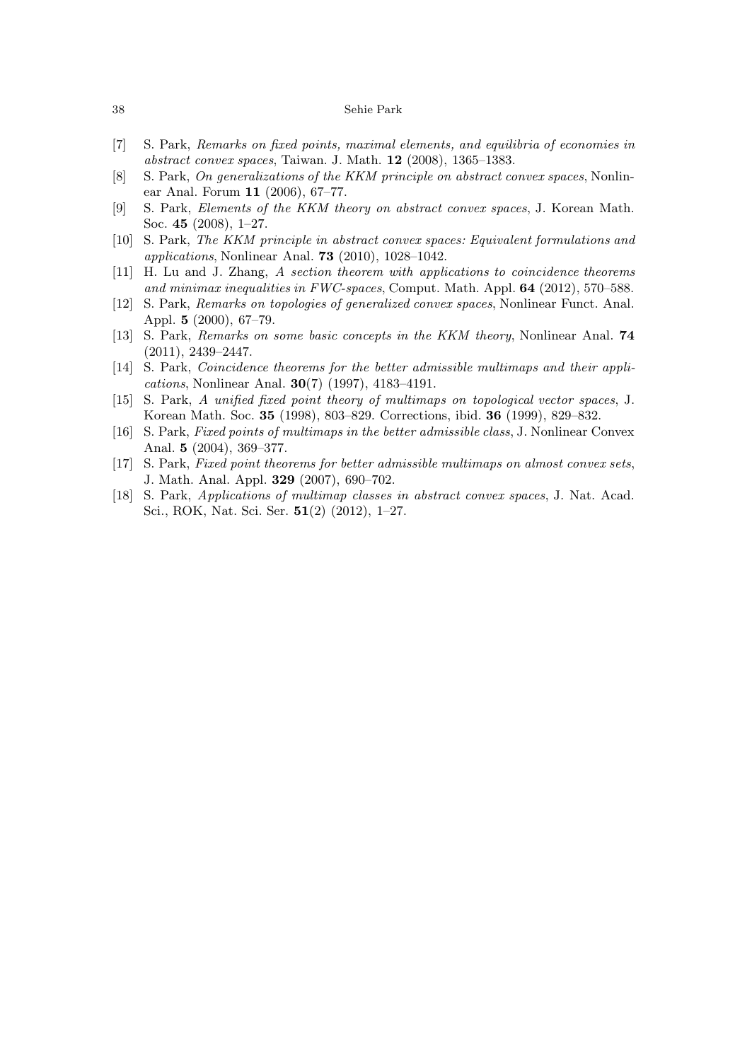[7] S. Park, *Remarks on fixed points, maximal elements, and equilibria of economies in abstract convex spaces*, Taiwan. J. Math. **12** (2008), 1365–1383.

[8] S. Park, *On generalizations of the KKM principle on abstract convex spaces*, Nonlinear Anal. Forum **11** (2006), 67–77.

[9] S. Park, *Elements of the KKM theory on abstract convex spaces*, J. Korean Math. Soc. **45** (2008), 1–27.

[10] S. Park, *The KKM principle in abstract convex spaces: Equivalent formulations and applications*, Nonlinear Anal. **73** (2010), 1028–1042.

[11] H. Lu and J. Zhang, *A section theorem with applications to coincidence theorems and minimax inequalities in FWC-spaces*, Comput. Math. Appl. **64** (2012), 570–588.

[12] S. Park, *Remarks on topologies of generalized convex spaces*, Nonlinear Funct. Anal. Appl. **5** (2000), 67–79.

[13] S. Park, *Remarks on some basic concepts in the KKM theory*, Nonlinear Anal. **74** (2011), 2439–2447.

[14] S. Park, *Coincidence theorems for the better admissible multimaps and their applications*, Nonlinear Anal. **30**(7) (1997), 4183–4191.

[15] S. Park, *A unified fixed point theory of multimaps on topological vector spaces*, J. Korean Math. Soc. **35** (1998), 803–829. Corrections, ibid. **36** (1999), 829–832.

[16] S. Park, *Fixed points of multimaps in the better admissible class*, J. Nonlinear Convex Anal. **5** (2004), 369–377.

[17] S. Park, *Fixed point theorems for better admissible multimaps on almost convex sets*, J. Math. Anal. Appl. **329** (2007), 690–702.

[18] S. Park, *Applications of multimap classes in abstract convex spaces*, J. Nat. Acad. Sci., ROK, Nat. Sci. Ser. **51**(2) (2012), 1–27.